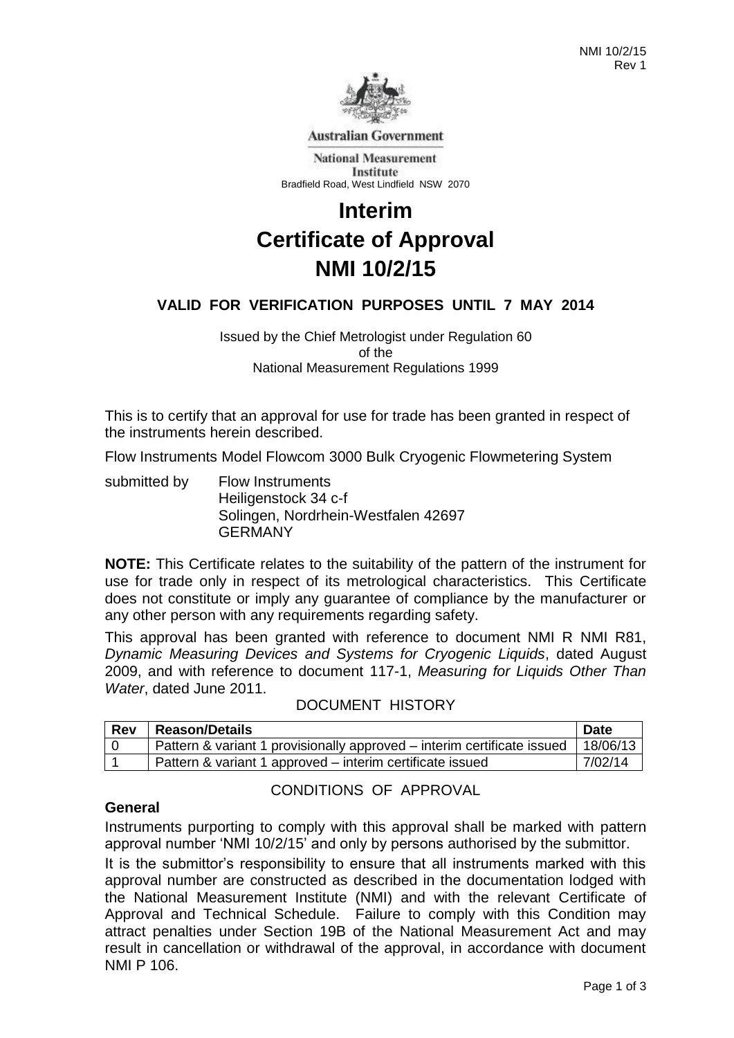NMI 10/2/15
Rev 1

Australian Government

National Measurement Institute

Bradfield Road, West Lindfield NSW 2070

# Interim Certificate of Approval NMI 10/2/15

### VALID FOR VERIFICATION PURPOSES UNTIL 7 MAY 2014

Issued by the Chief Metrologist under Regulation 60
of the
National Measurement Regulations 1999

This is to certify that an approval for use for trade has been granted in respect of the instruments herein described.

Flow Instruments Model Flowcom 3000 Bulk Cryogenic Flowmetering System

submitted by Flow Instruments
Heiligenstock 34 c-f
Solingen, Nordrhein-Westfalen 42697
GERMANY

**NOTE:** This Certificate relates to the suitability of the pattern of the instrument for use for trade only in respect of its metrological characteristics. This Certificate does not constitute or imply any guarantee of compliance by the manufacturer or any other person with any requirements regarding safety.

This approval has been granted with reference to document NMI R NMI R81, *Dynamic Measuring Devices and Systems for Cryogenic Liquids*, dated August 2009, and with reference to document 117-1, *Measuring for Liquids Other Than Water*, dated June 2011.

DOCUMENT HISTORY

| Rev | Reason/Details | Date |
|---|---|---|
| 0 | Pattern & variant 1 provisionally approved – interim certificate issued | 18/06/13 |
| 1 | Pattern & variant 1 approved – interim certificate issued | 7/02/14 |

CONDITIONS OF APPROVAL

**General**

Instruments purporting to comply with this approval shall be marked with pattern approval number 'NMI 10/2/15' and only by persons authorised by the submittor.

It is the submittor's responsibility to ensure that all instruments marked with this approval number are constructed as described in the documentation lodged with the National Measurement Institute (NMI) and with the relevant Certificate of Approval and Technical Schedule. Failure to comply with this Condition may attract penalties under Section 19B of the National Measurement Act and may result in cancellation or withdrawal of the approval, in accordance with document NMI P 106.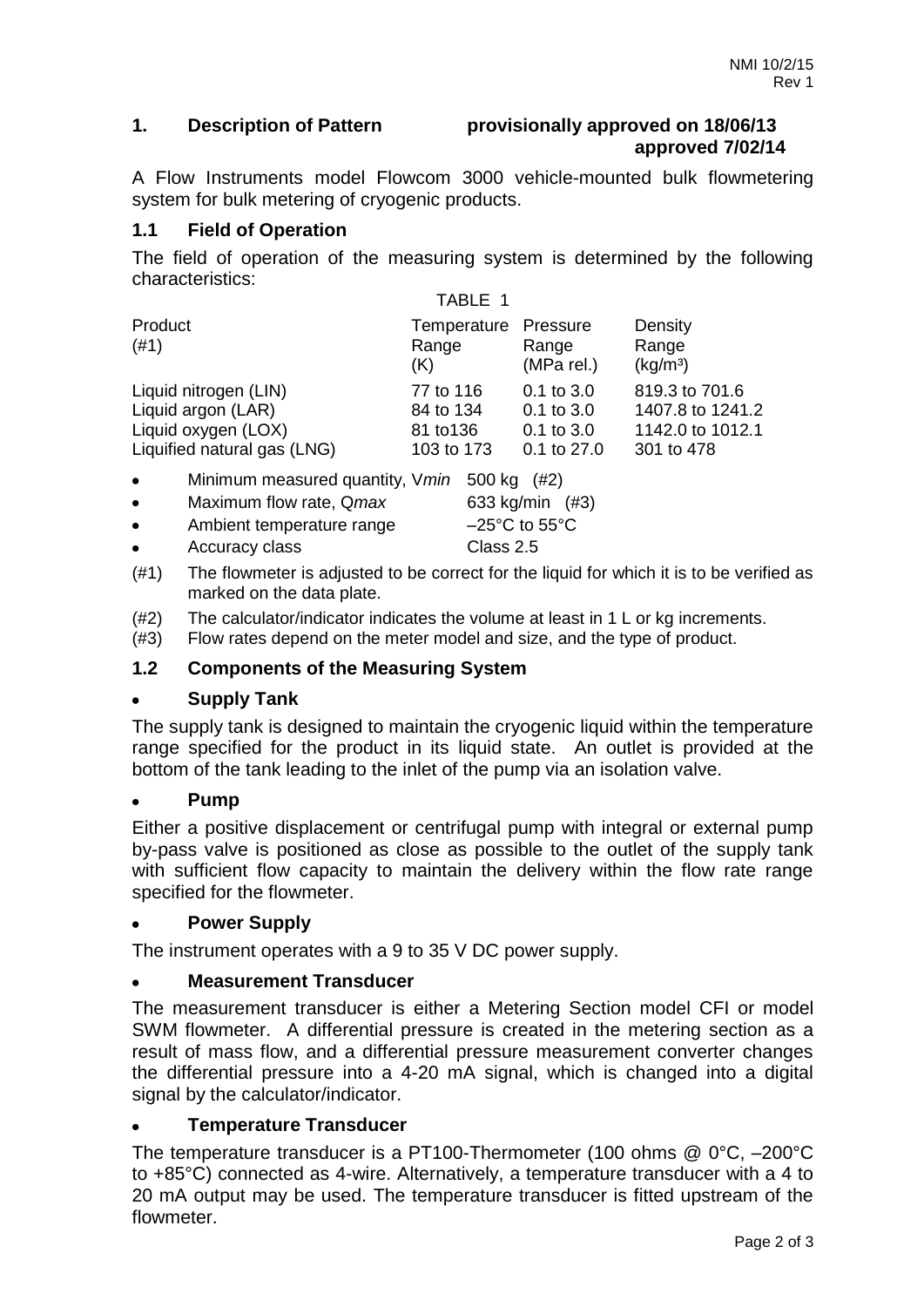## 1. Description of Pattern provisionally approved on 18/06/13 approved 7/02/14

A Flow Instruments model Flowcom 3000 vehicle-mounted bulk flowmetering system for bulk metering of cryogenic products.

### 1.1 Field of Operation

The field of operation of the measuring system is determined by the following characteristics:

TABLE 1

| Product (#1) | Temperature Range (K) | Pressure Range (MPa rel.) | Density Range (kg/m³) |
|---|---|---|---|
| Liquid nitrogen (LIN) | 77 to 116 | 0.1 to 3.0 | 819.3 to 701.6 |
| Liquid argon (LAR) | 84 to 134 | 0.1 to 3.0 | 1407.8 to 1241.2 |
| Liquid oxygen (LOX) | 81 to136 | 0.1 to 3.0 | 1142.0 to 1012.1 |
| Liquified natural gas (LNG) | 103 to 173 | 0.1 to 27.0 | 301 to 478 |

- Minimum measured quantity, $V_{min}$ 500 kg (#2)
- Maximum flow rate, $Q_{max}$ 633 kg/min (#3)
- Ambient temperature range –25°C to 55°C
- Accuracy class Class 2.5

(#1) The flowmeter is adjusted to be correct for the liquid for which it is to be verified as marked on the data plate.

(#2) The calculator/indicator indicates the volume at least in 1 L or kg increments.

(#3) Flow rates depend on the meter model and size, and the type of product.

### 1.2 Components of the Measuring System

- **Supply Tank**

The supply tank is designed to maintain the cryogenic liquid within the temperature range specified for the product in its liquid state. An outlet is provided at the bottom of the tank leading to the inlet of the pump via an isolation valve.

- **Pump**

Either a positive displacement or centrifugal pump with integral or external pump by-pass valve is positioned as close as possible to the outlet of the supply tank with sufficient flow capacity to maintain the delivery within the flow rate range specified for the flowmeter.

- **Power Supply**

The instrument operates with a 9 to 35 V DC power supply.

- **Measurement Transducer**

The measurement transducer is either a Metering Section model CFI or model SWM flowmeter. A differential pressure is created in the metering section as a result of mass flow, and a differential pressure measurement converter changes the differential pressure into a 4-20 mA signal, which is changed into a digital signal by the calculator/indicator.

- **Temperature Transducer**

The temperature transducer is a PT100-Thermometer (100 ohms @ 0°C, –200°C to +85°C) connected as 4-wire. Alternatively, a temperature transducer with a 4 to 20 mA output may be used. The temperature transducer is fitted upstream of the flowmeter.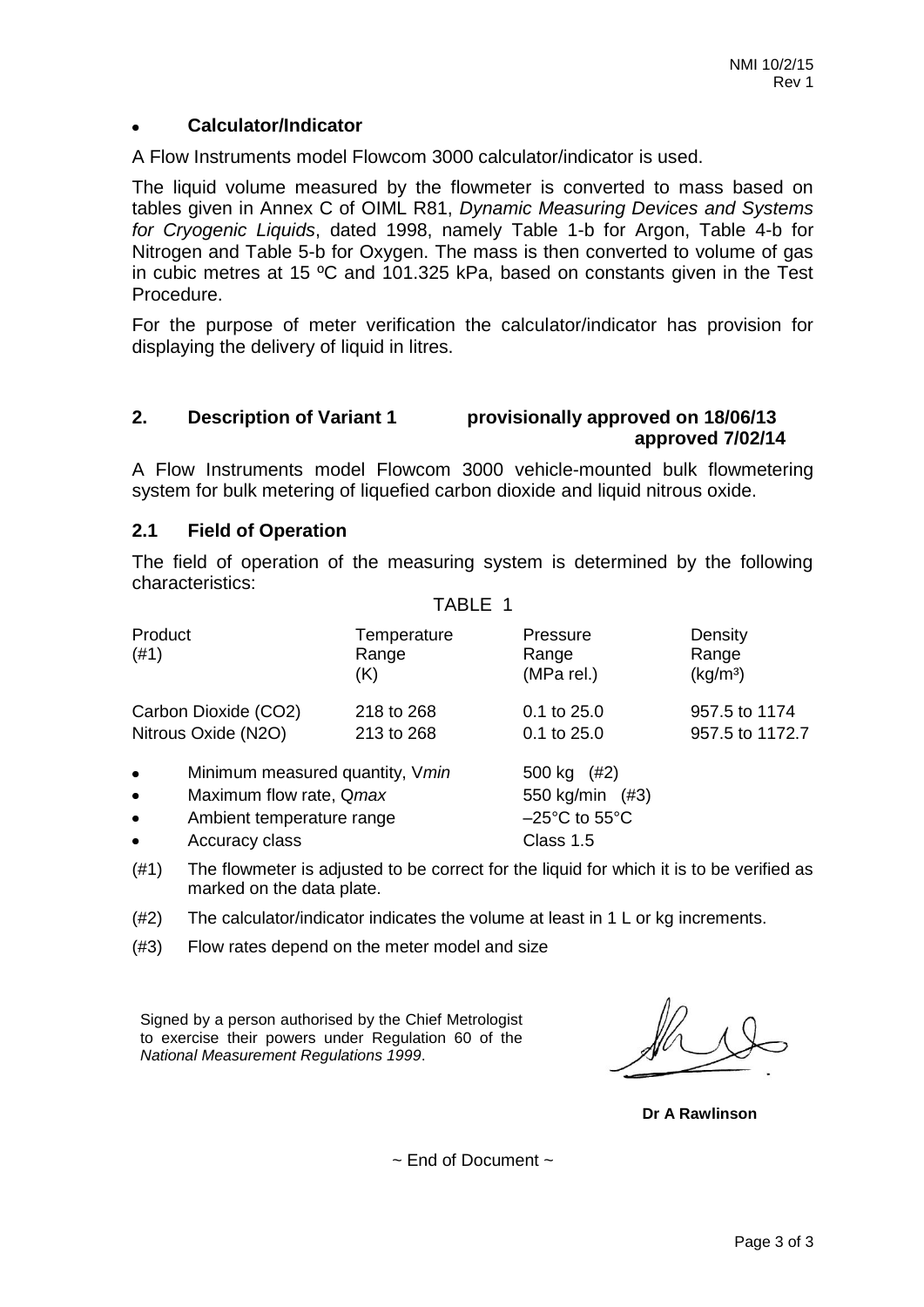- **Calculator/Indicator**

A Flow Instruments model Flowcom 3000 calculator/indicator is used.

The liquid volume measured by the flowmeter is converted to mass based on tables given in Annex C of OIML R81, *Dynamic Measuring Devices and Systems for Cryogenic Liquids*, dated 1998, namely Table 1-b for Argon, Table 4-b for Nitrogen and Table 5-b for Oxygen. The mass is then converted to volume of gas in cubic metres at 15 ºC and 101.325 kPa, based on constants given in the Test Procedure.

For the purpose of meter verification the calculator/indicator has provision for displaying the delivery of liquid in litres.

## 2. Description of Variant 1 — provisionally approved on 18/06/13, approved 7/02/14

A Flow Instruments model Flowcom 3000 vehicle-mounted bulk flowmetering system for bulk metering of liquefied carbon dioxide and liquid nitrous oxide.

### 2.1 Field of Operation

The field of operation of the measuring system is determined by the following characteristics:

TABLE 1

| Product (#1) | Temperature Range (K) | Pressure Range (MPa rel.) | Density Range (kg/m³) |
|---|---|---|---|
| Carbon Dioxide ($CO_2$) | 218 to 268 | 0.1 to 25.0 | 957.5 to 1174 |
| Nitrous Oxide ($N_2O$) | 213 to 268 | 0.1 to 25.0 | 957.5 to 1172.7 |

- Minimum measured quantity, $V_{min}$ — 500 kg (#2)
- Maximum flow rate, $Q_{max}$ — 550 kg/min (#3)
- Ambient temperature range — –25°C to 55°C
- Accuracy class — Class 1.5

(#1) The flowmeter is adjusted to be correct for the liquid for which it is to be verified as marked on the data plate.

(#2) The calculator/indicator indicates the volume at least in 1 L or kg increments.

(#3) Flow rates depend on the meter model and size

Signed by a person authorised by the Chief Metrologist to exercise their powers under Regulation 60 of the *National Measurement Regulations 1999*.

**Dr A Rawlinson**

~ End of Document ~